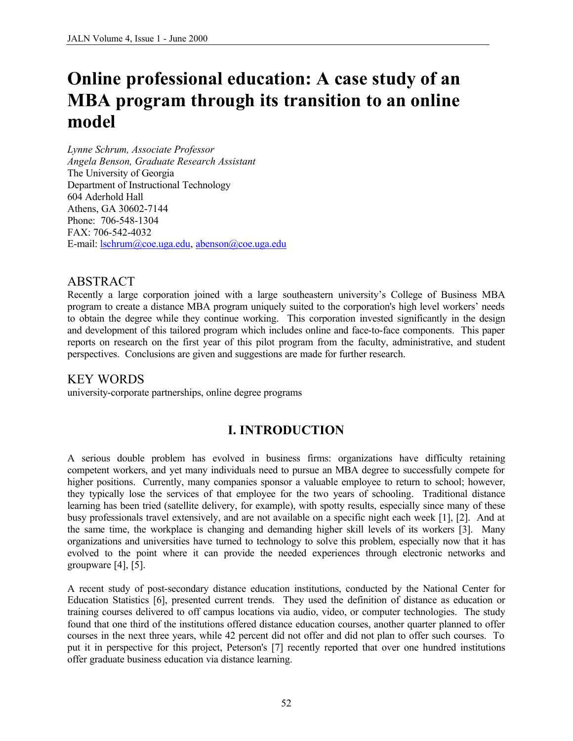# Online professional education: A case study of an MBA program through its transition to an online model

*Lynne Schrum, Associate Professor*
*Angela Benson, Graduate Research Assistant*
The University of Georgia
Department of Instructional Technology
604 Aderhold Hall
Athens, GA 30602-7144
Phone: 706-548-1304
FAX: 706-542-4032
E-mail: lschrum@coe.uga.edu, abenson@coe.uga.edu

## ABSTRACT

Recently a large corporation joined with a large southeastern university's College of Business MBA program to create a distance MBA program uniquely suited to the corporation's high level workers' needs to obtain the degree while they continue working. This corporation invested significantly in the design and development of this tailored program which includes online and face-to-face components. This paper reports on research on the first year of this pilot program from the faculty, administrative, and student perspectives. Conclusions are given and suggestions are made for further research.

## KEY WORDS

university-corporate partnerships, online degree programs

## I. INTRODUCTION

A serious double problem has evolved in business firms: organizations have difficulty retaining competent workers, and yet many individuals need to pursue an MBA degree to successfully compete for higher positions. Currently, many companies sponsor a valuable employee to return to school; however, they typically lose the services of that employee for the two years of schooling. Traditional distance learning has been tried (satellite delivery, for example), with spotty results, especially since many of these busy professionals travel extensively, and are not available on a specific night each week [1], [2]. And at the same time, the workplace is changing and demanding higher skill levels of its workers [3]. Many organizations and universities have turned to technology to solve this problem, especially now that it has evolved to the point where it can provide the needed experiences through electronic networks and groupware [4], [5].

A recent study of post-secondary distance education institutions, conducted by the National Center for Education Statistics [6], presented current trends. They used the definition of distance as education or training courses delivered to off campus locations via audio, video, or computer technologies. The study found that one third of the institutions offered distance education courses, another quarter planned to offer courses in the next three years, while 42 percent did not offer and did not plan to offer such courses. To put it in perspective for this project, Peterson's [7] recently reported that over one hundred institutions offer graduate business education via distance learning.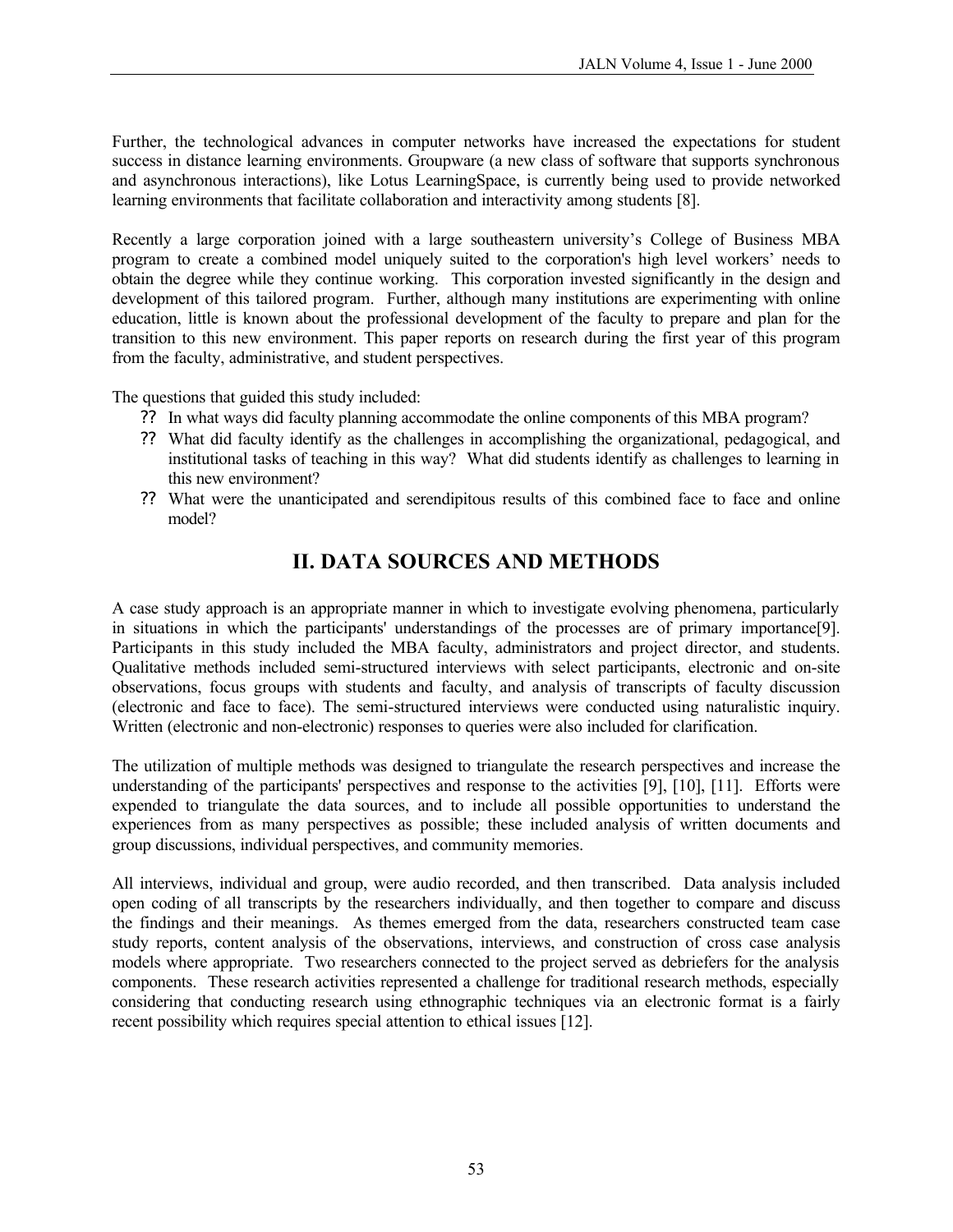Further, the technological advances in computer networks have increased the expectations for student success in distance learning environments. Groupware (a new class of software that supports synchronous and asynchronous interactions), like Lotus LearningSpace, is currently being used to provide networked learning environments that facilitate collaboration and interactivity among students [8].

Recently a large corporation joined with a large southeastern university's College of Business MBA program to create a combined model uniquely suited to the corporation's high level workers' needs to obtain the degree while they continue working. This corporation invested significantly in the design and development of this tailored program. Further, although many institutions are experimenting with online education, little is known about the professional development of the faculty to prepare and plan for the transition to this new environment. This paper reports on research during the first year of this program from the faculty, administrative, and student perspectives.

The questions that guided this study included:

- In what ways did faculty planning accommodate the online components of this MBA program?
- What did faculty identify as the challenges in accomplishing the organizational, pedagogical, and institutional tasks of teaching in this way? What did students identify as challenges to learning in this new environment?
- What were the unanticipated and serendipitous results of this combined face to face and online model?

## II. DATA SOURCES AND METHODS

A case study approach is an appropriate manner in which to investigate evolving phenomena, particularly in situations in which the participants' understandings of the processes are of primary importance[9]. Participants in this study included the MBA faculty, administrators and project director, and students. Qualitative methods included semi-structured interviews with select participants, electronic and on-site observations, focus groups with students and faculty, and analysis of transcripts of faculty discussion (electronic and face to face). The semi-structured interviews were conducted using naturalistic inquiry. Written (electronic and non-electronic) responses to queries were also included for clarification.

The utilization of multiple methods was designed to triangulate the research perspectives and increase the understanding of the participants' perspectives and response to the activities [9], [10], [11]. Efforts were expended to triangulate the data sources, and to include all possible opportunities to understand the experiences from as many perspectives as possible; these included analysis of written documents and group discussions, individual perspectives, and community memories.

All interviews, individual and group, were audio recorded, and then transcribed. Data analysis included open coding of all transcripts by the researchers individually, and then together to compare and discuss the findings and their meanings. As themes emerged from the data, researchers constructed team case study reports, content analysis of the observations, interviews, and construction of cross case analysis models where appropriate. Two researchers connected to the project served as debriefers for the analysis components. These research activities represented a challenge for traditional research methods, especially considering that conducting research using ethnographic techniques via an electronic format is a fairly recent possibility which requires special attention to ethical issues [12].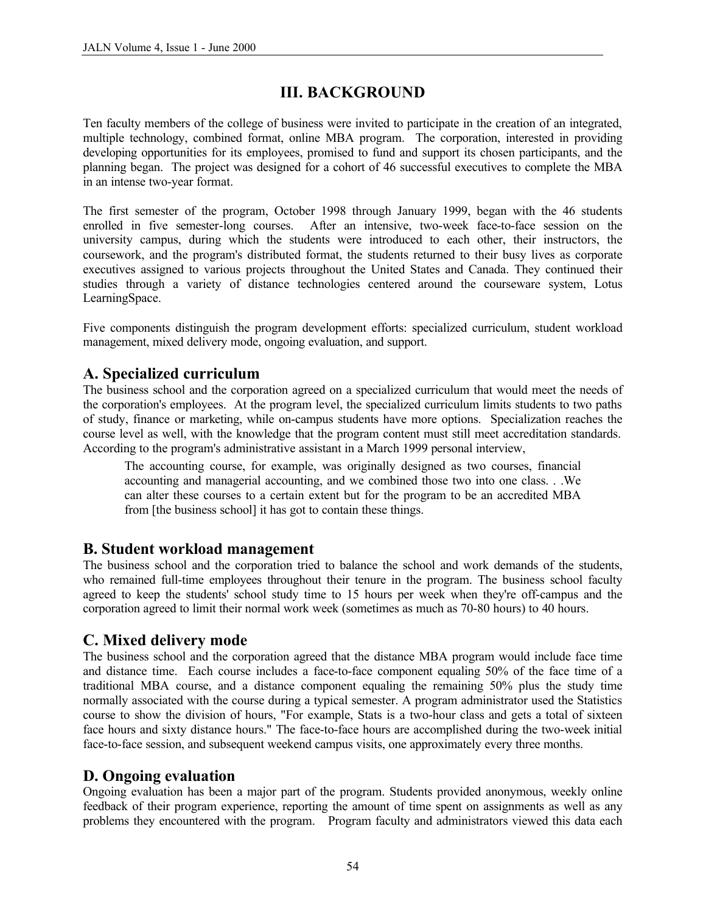## III. BACKGROUND

Ten faculty members of the college of business were invited to participate in the creation of an integrated, multiple technology, combined format, online MBA program. The corporation, interested in providing developing opportunities for its employees, promised to fund and support its chosen participants, and the planning began. The project was designed for a cohort of 46 successful executives to complete the MBA in an intense two-year format.

The first semester of the program, October 1998 through January 1999, began with the 46 students enrolled in five semester-long courses. After an intensive, two-week face-to-face session on the university campus, during which the students were introduced to each other, their instructors, the coursework, and the program's distributed format, the students returned to their busy lives as corporate executives assigned to various projects throughout the United States and Canada. They continued their studies through a variety of distance technologies centered around the courseware system, Lotus LearningSpace.

Five components distinguish the program development efforts: specialized curriculum, student workload management, mixed delivery mode, ongoing evaluation, and support.

### A. Specialized curriculum

The business school and the corporation agreed on a specialized curriculum that would meet the needs of the corporation's employees. At the program level, the specialized curriculum limits students to two paths of study, finance or marketing, while on-campus students have more options. Specialization reaches the course level as well, with the knowledge that the program content must still meet accreditation standards. According to the program's administrative assistant in a March 1999 personal interview,

> The accounting course, for example, was originally designed as two courses, financial accounting and managerial accounting, and we combined those two into one class. . .We can alter these courses to a certain extent but for the program to be an accredited MBA from [the business school] it has got to contain these things.

### B. Student workload management

The business school and the corporation tried to balance the school and work demands of the students, who remained full-time employees throughout their tenure in the program. The business school faculty agreed to keep the students' school study time to 15 hours per week when they're off-campus and the corporation agreed to limit their normal work week (sometimes as much as 70-80 hours) to 40 hours.

### C. Mixed delivery mode

The business school and the corporation agreed that the distance MBA program would include face time and distance time. Each course includes a face-to-face component equaling 50% of the face time of a traditional MBA course, and a distance component equaling the remaining 50% plus the study time normally associated with the course during a typical semester. A program administrator used the Statistics course to show the division of hours, "For example, Stats is a two-hour class and gets a total of sixteen face hours and sixty distance hours." The face-to-face hours are accomplished during the two-week initial face-to-face session, and subsequent weekend campus visits, one approximately every three months.

### D. Ongoing evaluation

Ongoing evaluation has been a major part of the program. Students provided anonymous, weekly online feedback of their program experience, reporting the amount of time spent on assignments as well as any problems they encountered with the program. Program faculty and administrators viewed this data each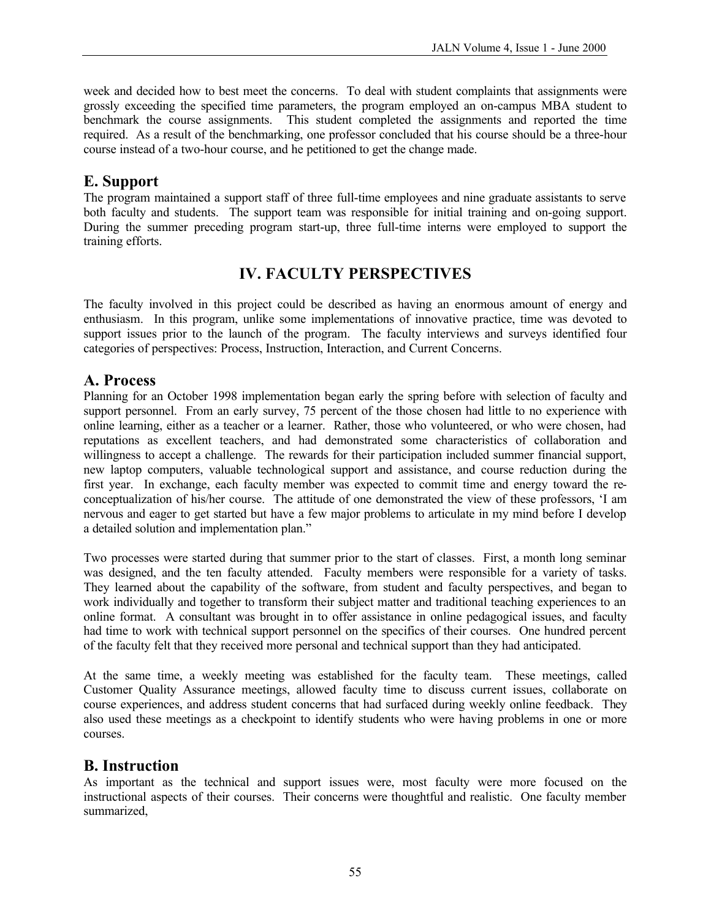week and decided how to best meet the concerns. To deal with student complaints that assignments were grossly exceeding the specified time parameters, the program employed an on-campus MBA student to benchmark the course assignments. This student completed the assignments and reported the time required. As a result of the benchmarking, one professor concluded that his course should be a three-hour course instead of a two-hour course, and he petitioned to get the change made.

## E. Support

The program maintained a support staff of three full-time employees and nine graduate assistants to serve both faculty and students. The support team was responsible for initial training and on-going support. During the summer preceding program start-up, three full-time interns were employed to support the training efforts.

# IV. FACULTY PERSPECTIVES

The faculty involved in this project could be described as having an enormous amount of energy and enthusiasm. In this program, unlike some implementations of innovative practice, time was devoted to support issues prior to the launch of the program. The faculty interviews and surveys identified four categories of perspectives: Process, Instruction, Interaction, and Current Concerns.

## A. Process

Planning for an October 1998 implementation began early the spring before with selection of faculty and support personnel. From an early survey, 75 percent of the those chosen had little to no experience with online learning, either as a teacher or a learner. Rather, those who volunteered, or who were chosen, had reputations as excellent teachers, and had demonstrated some characteristics of collaboration and willingness to accept a challenge. The rewards for their participation included summer financial support, new laptop computers, valuable technological support and assistance, and course reduction during the first year. In exchange, each faculty member was expected to commit time and energy toward the re-conceptualization of his/her course. The attitude of one demonstrated the view of these professors, 'I am nervous and eager to get started but have a few major problems to articulate in my mind before I develop a detailed solution and implementation plan."

Two processes were started during that summer prior to the start of classes. First, a month long seminar was designed, and the ten faculty attended. Faculty members were responsible for a variety of tasks. They learned about the capability of the software, from student and faculty perspectives, and began to work individually and together to transform their subject matter and traditional teaching experiences to an online format. A consultant was brought in to offer assistance in online pedagogical issues, and faculty had time to work with technical support personnel on the specifics of their courses. One hundred percent of the faculty felt that they received more personal and technical support than they had anticipated.

At the same time, a weekly meeting was established for the faculty team. These meetings, called Customer Quality Assurance meetings, allowed faculty time to discuss current issues, collaborate on course experiences, and address student concerns that had surfaced during weekly online feedback. They also used these meetings as a checkpoint to identify students who were having problems in one or more courses.

## B. Instruction

As important as the technical and support issues were, most faculty were more focused on the instructional aspects of their courses. Their concerns were thoughtful and realistic. One faculty member summarized,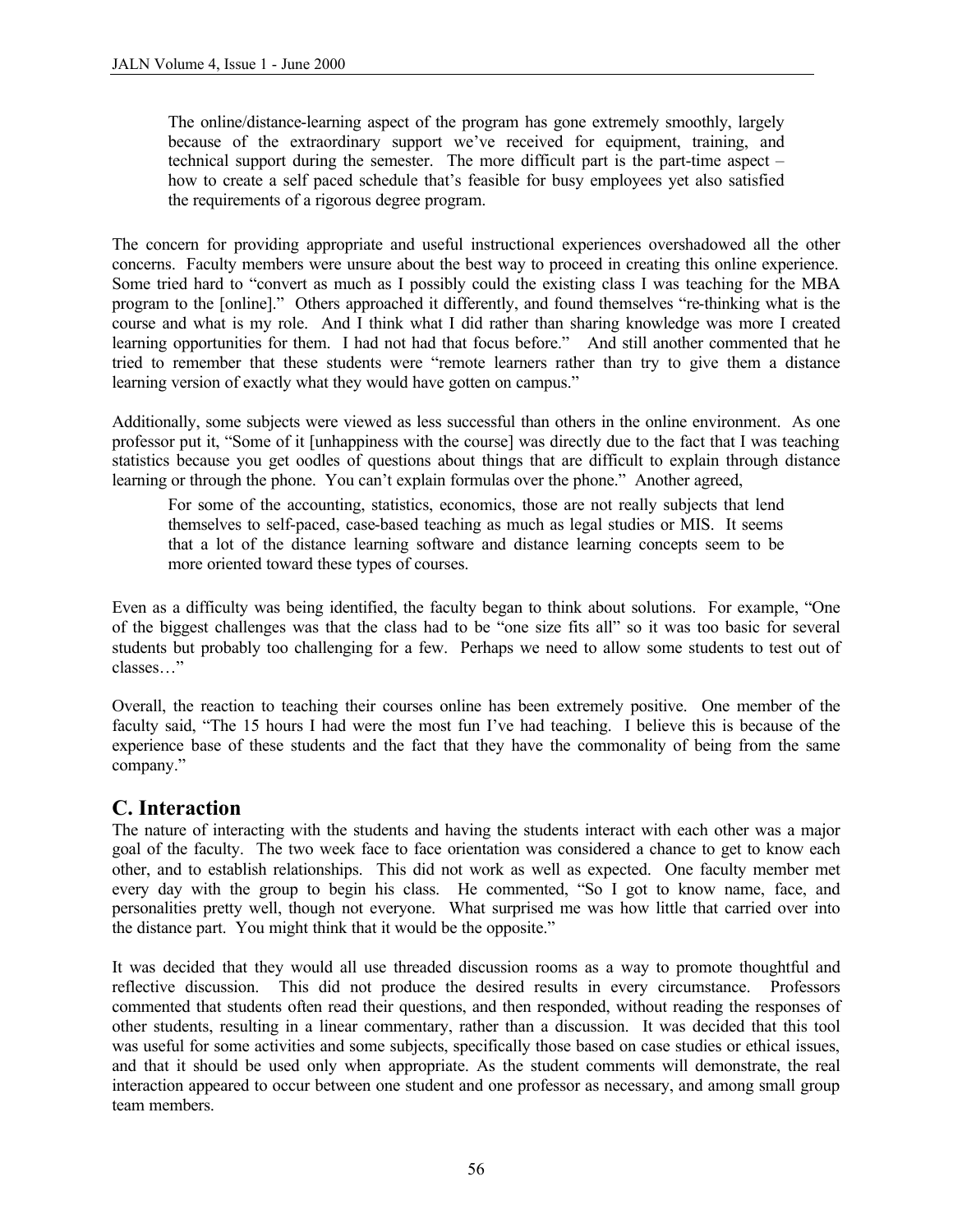> The online/distance-learning aspect of the program has gone extremely smoothly, largely because of the extraordinary support we've received for equipment, training, and technical support during the semester. The more difficult part is the part-time aspect – how to create a self paced schedule that's feasible for busy employees yet also satisfied the requirements of a rigorous degree program.

The concern for providing appropriate and useful instructional experiences overshadowed all the other concerns. Faculty members were unsure about the best way to proceed in creating this online experience. Some tried hard to "convert as much as I possibly could the existing class I was teaching for the MBA program to the [online]." Others approached it differently, and found themselves "re-thinking what is the course and what is my role. And I think what I did rather than sharing knowledge was more I created learning opportunities for them. I had not had that focus before." And still another commented that he tried to remember that these students were "remote learners rather than try to give them a distance learning version of exactly what they would have gotten on campus."

Additionally, some subjects were viewed as less successful than others in the online environment. As one professor put it, "Some of it [unhappiness with the course] was directly due to the fact that I was teaching statistics because you get oodles of questions about things that are difficult to explain through distance learning or through the phone. You can't explain formulas over the phone." Another agreed,

> For some of the accounting, statistics, economics, those are not really subjects that lend themselves to self-paced, case-based teaching as much as legal studies or MIS. It seems that a lot of the distance learning software and distance learning concepts seem to be more oriented toward these types of courses.

Even as a difficulty was being identified, the faculty began to think about solutions. For example, "One of the biggest challenges was that the class had to be "one size fits all" so it was too basic for several students but probably too challenging for a few. Perhaps we need to allow some students to test out of classes…"

Overall, the reaction to teaching their courses online has been extremely positive. One member of the faculty said, "The 15 hours I had were the most fun I've had teaching. I believe this is because of the experience base of these students and the fact that they have the commonality of being from the same company."

## C. Interaction

The nature of interacting with the students and having the students interact with each other was a major goal of the faculty. The two week face to face orientation was considered a chance to get to know each other, and to establish relationships. This did not work as well as expected. One faculty member met every day with the group to begin his class. He commented, "So I got to know name, face, and personalities pretty well, though not everyone. What surprised me was how little that carried over into the distance part. You might think that it would be the opposite."

It was decided that they would all use threaded discussion rooms as a way to promote thoughtful and reflective discussion. This did not produce the desired results in every circumstance. Professors commented that students often read their questions, and then responded, without reading the responses of other students, resulting in a linear commentary, rather than a discussion. It was decided that this tool was useful for some activities and some subjects, specifically those based on case studies or ethical issues, and that it should be used only when appropriate. As the student comments will demonstrate, the real interaction appeared to occur between one student and one professor as necessary, and among small group team members.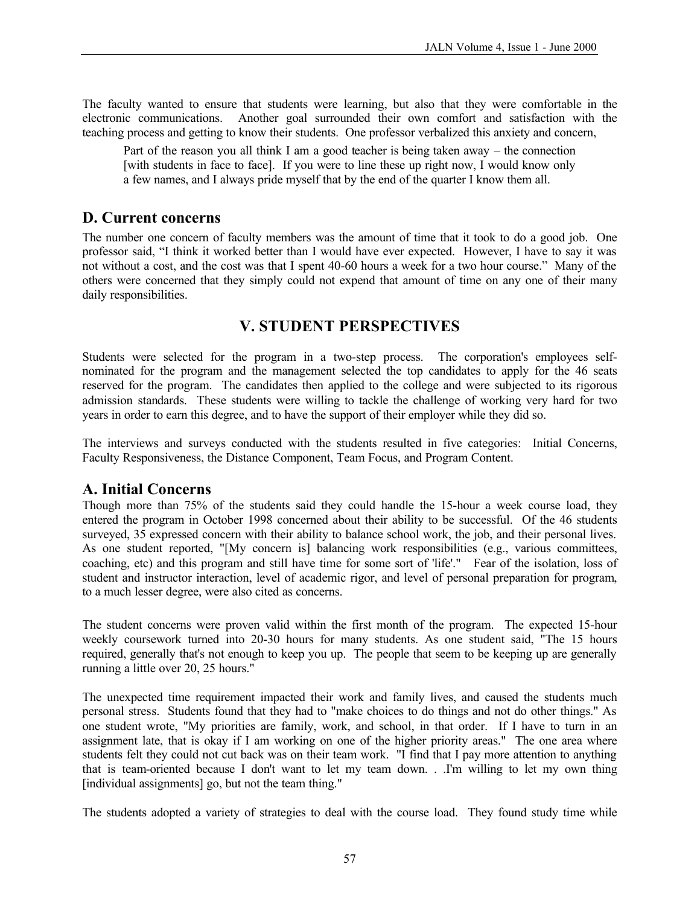The faculty wanted to ensure that students were learning, but also that they were comfortable in the electronic communications. Another goal surrounded their own comfort and satisfaction with the teaching process and getting to know their students. One professor verbalized this anxiety and concern,

> Part of the reason you all think I am a good teacher is being taken away – the connection [with students in face to face]. If you were to line these up right now, I would know only a few names, and I always pride myself that by the end of the quarter I know them all.

## D. Current concerns

The number one concern of faculty members was the amount of time that it took to do a good job. One professor said, "I think it worked better than I would have ever expected. However, I have to say it was not without a cost, and the cost was that I spent 40-60 hours a week for a two hour course." Many of the others were concerned that they simply could not expend that amount of time on any one of their many daily responsibilities.

# V. STUDENT PERSPECTIVES

Students were selected for the program in a two-step process. The corporation's employees self-nominated for the program and the management selected the top candidates to apply for the 46 seats reserved for the program. The candidates then applied to the college and were subjected to its rigorous admission standards. These students were willing to tackle the challenge of working very hard for two years in order to earn this degree, and to have the support of their employer while they did so.

The interviews and surveys conducted with the students resulted in five categories: Initial Concerns, Faculty Responsiveness, the Distance Component, Team Focus, and Program Content.

## A. Initial Concerns

Though more than 75% of the students said they could handle the 15-hour a week course load, they entered the program in October 1998 concerned about their ability to be successful. Of the 46 students surveyed, 35 expressed concern with their ability to balance school work, the job, and their personal lives. As one student reported, "[My concern is] balancing work responsibilities (e.g., various committees, coaching, etc) and this program and still have time for some sort of 'life'." Fear of the isolation, loss of student and instructor interaction, level of academic rigor, and level of personal preparation for program, to a much lesser degree, were also cited as concerns.

The student concerns were proven valid within the first month of the program. The expected 15-hour weekly coursework turned into 20-30 hours for many students. As one student said, "The 15 hours required, generally that's not enough to keep you up. The people that seem to be keeping up are generally running a little over 20, 25 hours."

The unexpected time requirement impacted their work and family lives, and caused the students much personal stress. Students found that they had to "make choices to do things and not do other things." As one student wrote, "My priorities are family, work, and school, in that order. If I have to turn in an assignment late, that is okay if I am working on one of the higher priority areas." The one area where students felt they could not cut back was on their team work. "I find that I pay more attention to anything that is team-oriented because I don't want to let my team down. . .I'm willing to let my own thing [individual assignments] go, but not the team thing."

The students adopted a variety of strategies to deal with the course load. They found study time while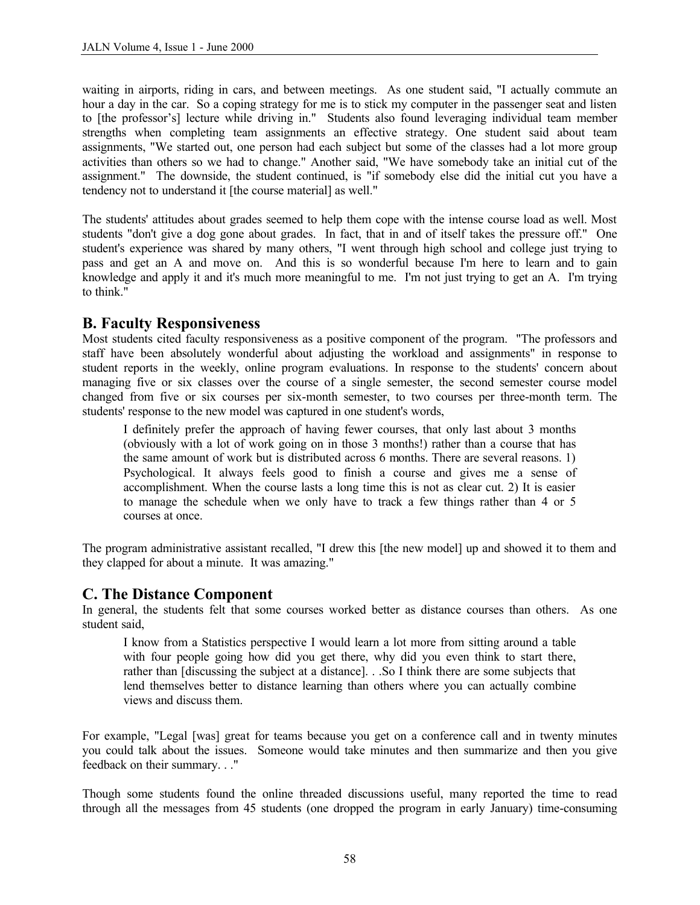waiting in airports, riding in cars, and between meetings. As one student said, "I actually commute an hour a day in the car. So a coping strategy for me is to stick my computer in the passenger seat and listen to [the professor's] lecture while driving in." Students also found leveraging individual team member strengths when completing team assignments an effective strategy. One student said about team assignments, "We started out, one person had each subject but some of the classes had a lot more group activities than others so we had to change." Another said, "We have somebody take an initial cut of the assignment." The downside, the student continued, is "if somebody else did the initial cut you have a tendency not to understand it [the course material] as well."

The students' attitudes about grades seemed to help them cope with the intense course load as well. Most students "don't give a dog gone about grades. In fact, that in and of itself takes the pressure off." One student's experience was shared by many others, "I went through high school and college just trying to pass and get an A and move on. And this is so wonderful because I'm here to learn and to gain knowledge and apply it and it's much more meaningful to me. I'm not just trying to get an A. I'm trying to think."

## B. Faculty Responsiveness

Most students cited faculty responsiveness as a positive component of the program. "The professors and staff have been absolutely wonderful about adjusting the workload and assignments" in response to student reports in the weekly, online program evaluations. In response to the students' concern about managing five or six classes over the course of a single semester, the second semester course model changed from five or six courses per six-month semester, to two courses per three-month term. The students' response to the new model was captured in one student's words,

> I definitely prefer the approach of having fewer courses, that only last about 3 months (obviously with a lot of work going on in those 3 months!) rather than a course that has the same amount of work but is distributed across 6 months. There are several reasons. 1) Psychological. It always feels good to finish a course and gives me a sense of accomplishment. When the course lasts a long time this is not as clear cut. 2) It is easier to manage the schedule when we only have to track a few things rather than 4 or 5 courses at once.

The program administrative assistant recalled, "I drew this [the new model] up and showed it to them and they clapped for about a minute. It was amazing."

## C. The Distance Component

In general, the students felt that some courses worked better as distance courses than others. As one student said,

> I know from a Statistics perspective I would learn a lot more from sitting around a table with four people going how did you get there, why did you even think to start there, rather than [discussing the subject at a distance]. . .So I think there are some subjects that lend themselves better to distance learning than others where you can actually combine views and discuss them.

For example, "Legal [was] great for teams because you get on a conference call and in twenty minutes you could talk about the issues. Someone would take minutes and then summarize and then you give feedback on their summary. . ."

Though some students found the online threaded discussions useful, many reported the time to read through all the messages from 45 students (one dropped the program in early January) time-consuming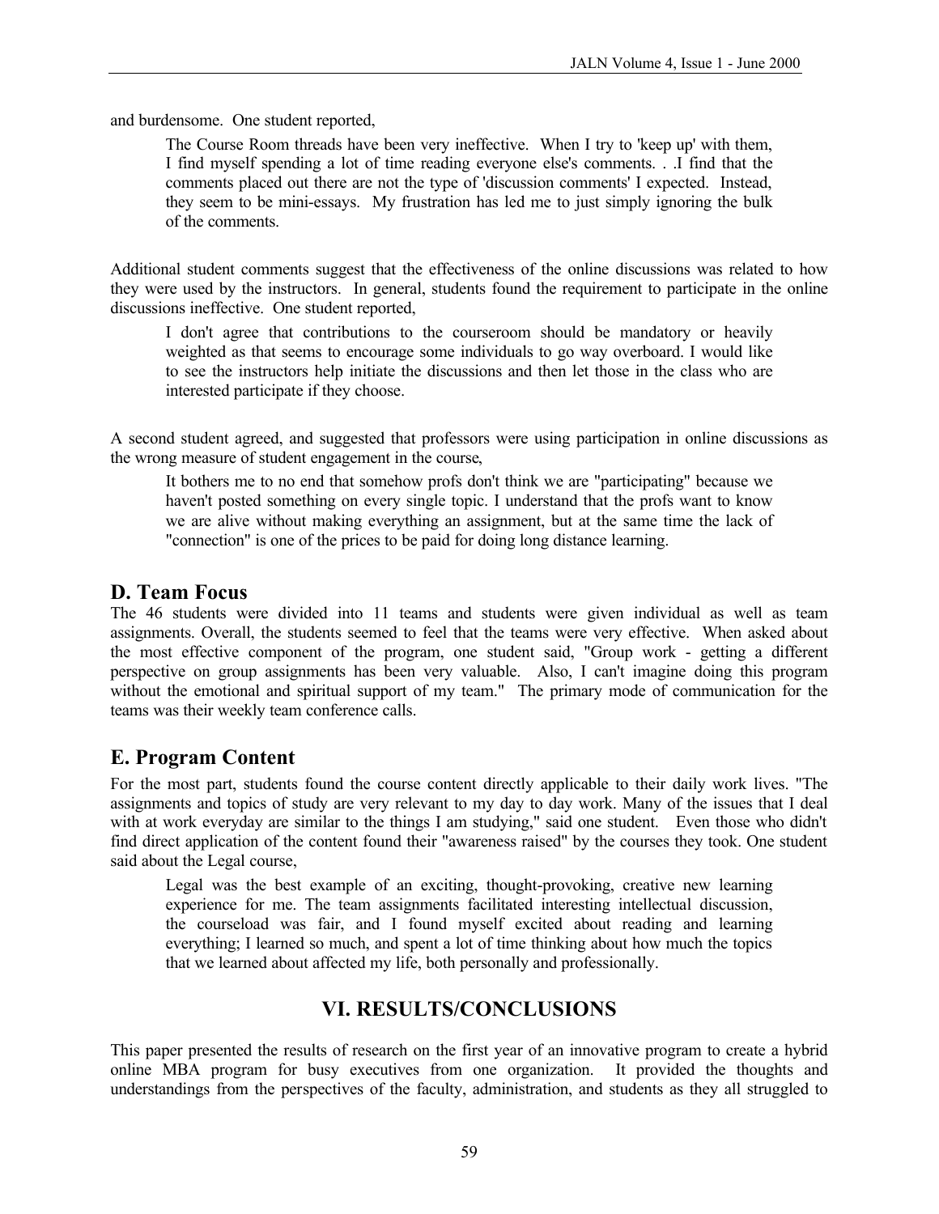and burdensome. One student reported,

> The Course Room threads have been very ineffective. When I try to 'keep up' with them, I find myself spending a lot of time reading everyone else's comments. . .I find that the comments placed out there are not the type of 'discussion comments' I expected. Instead, they seem to be mini-essays. My frustration has led me to just simply ignoring the bulk of the comments.

Additional student comments suggest that the effectiveness of the online discussions was related to how they were used by the instructors. In general, students found the requirement to participate in the online discussions ineffective. One student reported,

> I don't agree that contributions to the courseroom should be mandatory or heavily weighted as that seems to encourage some individuals to go way overboard. I would like to see the instructors help initiate the discussions and then let those in the class who are interested participate if they choose.

A second student agreed, and suggested that professors were using participation in online discussions as the wrong measure of student engagement in the course,

> It bothers me to no end that somehow profs don't think we are "participating" because we haven't posted something on every single topic. I understand that the profs want to know we are alive without making everything an assignment, but at the same time the lack of "connection" is one of the prices to be paid for doing long distance learning.

## D. Team Focus

The 46 students were divided into 11 teams and students were given individual as well as team assignments. Overall, the students seemed to feel that the teams were very effective. When asked about the most effective component of the program, one student said, "Group work - getting a different perspective on group assignments has been very valuable. Also, I can't imagine doing this program without the emotional and spiritual support of my team." The primary mode of communication for the teams was their weekly team conference calls.

## E. Program Content

For the most part, students found the course content directly applicable to their daily work lives. "The assignments and topics of study are very relevant to my day to day work. Many of the issues that I deal with at work everyday are similar to the things I am studying," said one student. Even those who didn't find direct application of the content found their "awareness raised" by the courses they took. One student said about the Legal course,

> Legal was the best example of an exciting, thought-provoking, creative new learning experience for me. The team assignments facilitated interesting intellectual discussion, the courseload was fair, and I found myself excited about reading and learning everything; I learned so much, and spent a lot of time thinking about how much the topics that we learned about affected my life, both personally and professionally.

# VI. RESULTS/CONCLUSIONS

This paper presented the results of research on the first year of an innovative program to create a hybrid online MBA program for busy executives from one organization. It provided the thoughts and understandings from the perspectives of the faculty, administration, and students as they all struggled to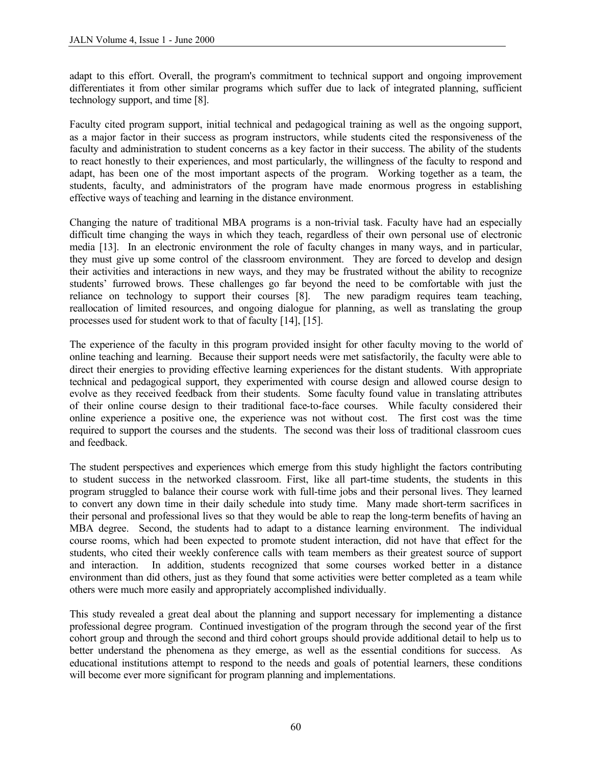adapt to this effort. Overall, the program's commitment to technical support and ongoing improvement differentiates it from other similar programs which suffer due to lack of integrated planning, sufficient technology support, and time [8].

Faculty cited program support, initial technical and pedagogical training as well as the ongoing support, as a major factor in their success as program instructors, while students cited the responsiveness of the faculty and administration to student concerns as a key factor in their success. The ability of the students to react honestly to their experiences, and most particularly, the willingness of the faculty to respond and adapt, has been one of the most important aspects of the program. Working together as a team, the students, faculty, and administrators of the program have made enormous progress in establishing effective ways of teaching and learning in the distance environment.

Changing the nature of traditional MBA programs is a non-trivial task. Faculty have had an especially difficult time changing the ways in which they teach, regardless of their own personal use of electronic media [13]. In an electronic environment the role of faculty changes in many ways, and in particular, they must give up some control of the classroom environment. They are forced to develop and design their activities and interactions in new ways, and they may be frustrated without the ability to recognize students' furrowed brows. These challenges go far beyond the need to be comfortable with just the reliance on technology to support their courses [8]. The new paradigm requires team teaching, reallocation of limited resources, and ongoing dialogue for planning, as well as translating the group processes used for student work to that of faculty [14], [15].

The experience of the faculty in this program provided insight for other faculty moving to the world of online teaching and learning. Because their support needs were met satisfactorily, the faculty were able to direct their energies to providing effective learning experiences for the distant students. With appropriate technical and pedagogical support, they experimented with course design and allowed course design to evolve as they received feedback from their students. Some faculty found value in translating attributes of their online course design to their traditional face-to-face courses. While faculty considered their online experience a positive one, the experience was not without cost. The first cost was the time required to support the courses and the students. The second was their loss of traditional classroom cues and feedback.

The student perspectives and experiences which emerge from this study highlight the factors contributing to student success in the networked classroom. First, like all part-time students, the students in this program struggled to balance their course work with full-time jobs and their personal lives. They learned to convert any down time in their daily schedule into study time. Many made short-term sacrifices in their personal and professional lives so that they would be able to reap the long-term benefits of having an MBA degree. Second, the students had to adapt to a distance learning environment. The individual course rooms, which had been expected to promote student interaction, did not have that effect for the students, who cited their weekly conference calls with team members as their greatest source of support and interaction. In addition, students recognized that some courses worked better in a distance environment than did others, just as they found that some activities were better completed as a team while others were much more easily and appropriately accomplished individually.

This study revealed a great deal about the planning and support necessary for implementing a distance professional degree program. Continued investigation of the program through the second year of the first cohort group and through the second and third cohort groups should provide additional detail to help us to better understand the phenomena as they emerge, as well as the essential conditions for success. As educational institutions attempt to respond to the needs and goals of potential learners, these conditions will become ever more significant for program planning and implementations.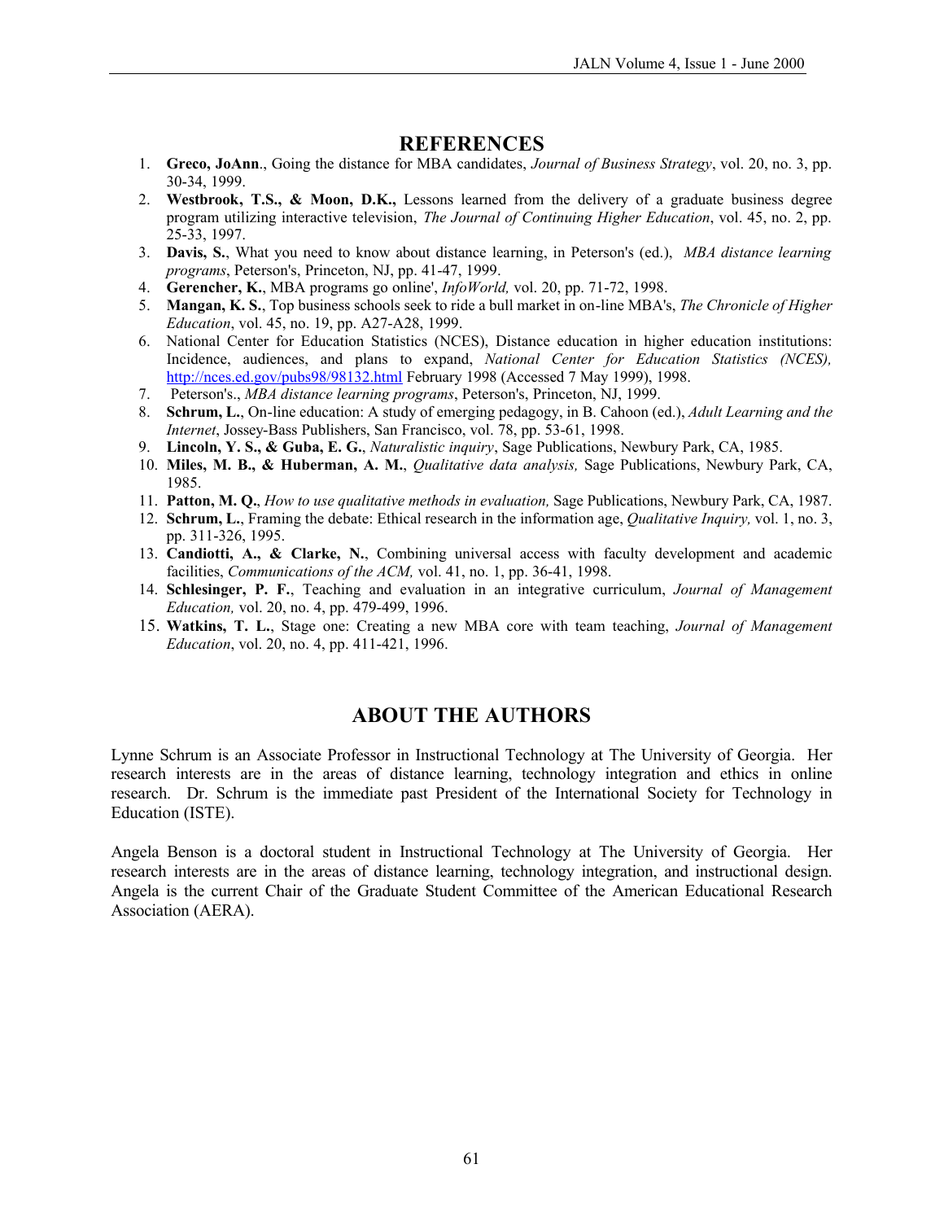## REFERENCES

1. **Greco, JoAnn**., Going the distance for MBA candidates, *Journal of Business Strategy*, vol. 20, no. 3, pp. 30-34, 1999.
2. **Westbrook, T.S., & Moon, D.K.,** Lessons learned from the delivery of a graduate business degree program utilizing interactive television, *The Journal of Continuing Higher Education*, vol. 45, no. 2, pp. 25-33, 1997.
3. **Davis, S.**, What you need to know about distance learning, in Peterson's (ed.), *MBA distance learning programs*, Peterson's, Princeton, NJ, pp. 41-47, 1999.
4. **Gerencher, K.**, MBA programs go online', *InfoWorld,* vol. 20, pp. 71-72, 1998.
5. **Mangan, K. S.**, Top business schools seek to ride a bull market in on-line MBA's, *The Chronicle of Higher Education*, vol. 45, no. 19, pp. A27-A28, 1999.
6. National Center for Education Statistics (NCES), Distance education in higher education institutions: Incidence, audiences, and plans to expand, *National Center for Education Statistics (NCES),* http://nces.ed.gov/pubs98/98132.html February 1998 (Accessed 7 May 1999), 1998.
7. Peterson's., *MBA distance learning programs*, Peterson's, Princeton, NJ, 1999.
8. **Schrum, L.**, On-line education: A study of emerging pedagogy, in B. Cahoon (ed.), *Adult Learning and the Internet*, Jossey-Bass Publishers, San Francisco, vol. 78, pp. 53-61, 1998.
9. **Lincoln, Y. S., & Guba, E. G.**, *Naturalistic inquiry*, Sage Publications, Newbury Park, CA, 1985.
10. **Miles, M. B., & Huberman, A. M.**, *Qualitative data analysis,* Sage Publications, Newbury Park, CA, 1985.
11. **Patton, M. Q.**, *How to use qualitative methods in evaluation,* Sage Publications, Newbury Park, CA, 1987.
12. **Schrum, L.**, Framing the debate: Ethical research in the information age, *Qualitative Inquiry,* vol. 1, no. 3, pp. 311-326, 1995.
13. **Candiotti, A., & Clarke, N.**, Combining universal access with faculty development and academic facilities, *Communications of the ACM,* vol. 41, no. 1, pp. 36-41, 1998.
14. **Schlesinger, P. F.**, Teaching and evaluation in an integrative curriculum, *Journal of Management Education,* vol. 20, no. 4, pp. 479-499, 1996.
15. **Watkins, T. L.**, Stage one: Creating a new MBA core with team teaching, *Journal of Management Education*, vol. 20, no. 4, pp. 411-421, 1996.

## ABOUT THE AUTHORS

Lynne Schrum is an Associate Professor in Instructional Technology at The University of Georgia. Her research interests are in the areas of distance learning, technology integration and ethics in online research. Dr. Schrum is the immediate past President of the International Society for Technology in Education (ISTE).

Angela Benson is a doctoral student in Instructional Technology at The University of Georgia. Her research interests are in the areas of distance learning, technology integration, and instructional design. Angela is the current Chair of the Graduate Student Committee of the American Educational Research Association (AERA).